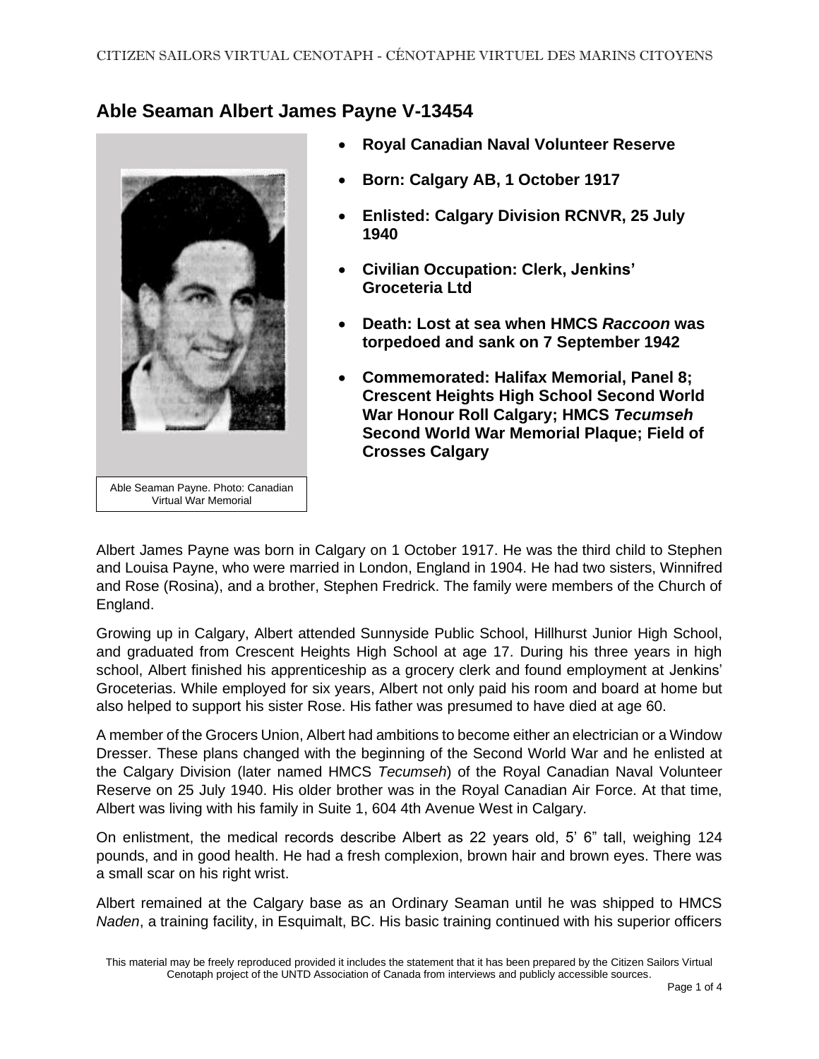## Able Seaman Albert James Payne V-13454

Able Seaman Payne. Photo: Canadian Virtual War Memorial

- **Royal Canadian Naval Volunteer Reserve**
- **Born: Calgary AB, 1 October 1917**
- **Enlisted: Calgary Division RCNVR, 25 July 1940**
- **Civilian Occupation: Clerk, Jenkins' Groceteria Ltd**
- **Death: Lost at sea when HMCS *Raccoon* was torpedoed and sank on 7 September 1942**
- **Commemorated: Halifax Memorial, Panel 8; Crescent Heights High School Second World War Honour Roll Calgary; HMCS *Tecumseh* Second World War Memorial Plaque; Field of Crosses Calgary**

Albert James Payne was born in Calgary on 1 October 1917. He was the third child to Stephen and Louisa Payne, who were married in London, England in 1904. He had two sisters, Winnifred and Rose (Rosina), and a brother, Stephen Fredrick. The family were members of the Church of England.

Growing up in Calgary, Albert attended Sunnyside Public School, Hillhurst Junior High School, and graduated from Crescent Heights High School at age 17. During his three years in high school, Albert finished his apprenticeship as a grocery clerk and found employment at Jenkins' Groceterias. While employed for six years, Albert not only paid his room and board at home but also helped to support his sister Rose. His father was presumed to have died at age 60.

A member of the Grocers Union, Albert had ambitions to become either an electrician or a Window Dresser. These plans changed with the beginning of the Second World War and he enlisted at the Calgary Division (later named HMCS *Tecumseh*) of the Royal Canadian Naval Volunteer Reserve on 25 July 1940. His older brother was in the Royal Canadian Air Force. At that time, Albert was living with his family in Suite 1, 604 4th Avenue West in Calgary.

On enlistment, the medical records describe Albert as 22 years old, 5' 6" tall, weighing 124 pounds, and in good health. He had a fresh complexion, brown hair and brown eyes. There was a small scar on his right wrist.

Albert remained at the Calgary base as an Ordinary Seaman until he was shipped to HMCS *Naden*, a training facility, in Esquimalt, BC. His basic training continued with his superior officers

This material may be freely reproduced provided it includes the statement that it has been prepared by the Citizen Sailors Virtual Cenotaph project of the UNTD Association of Canada from interviews and publicly accessible sources.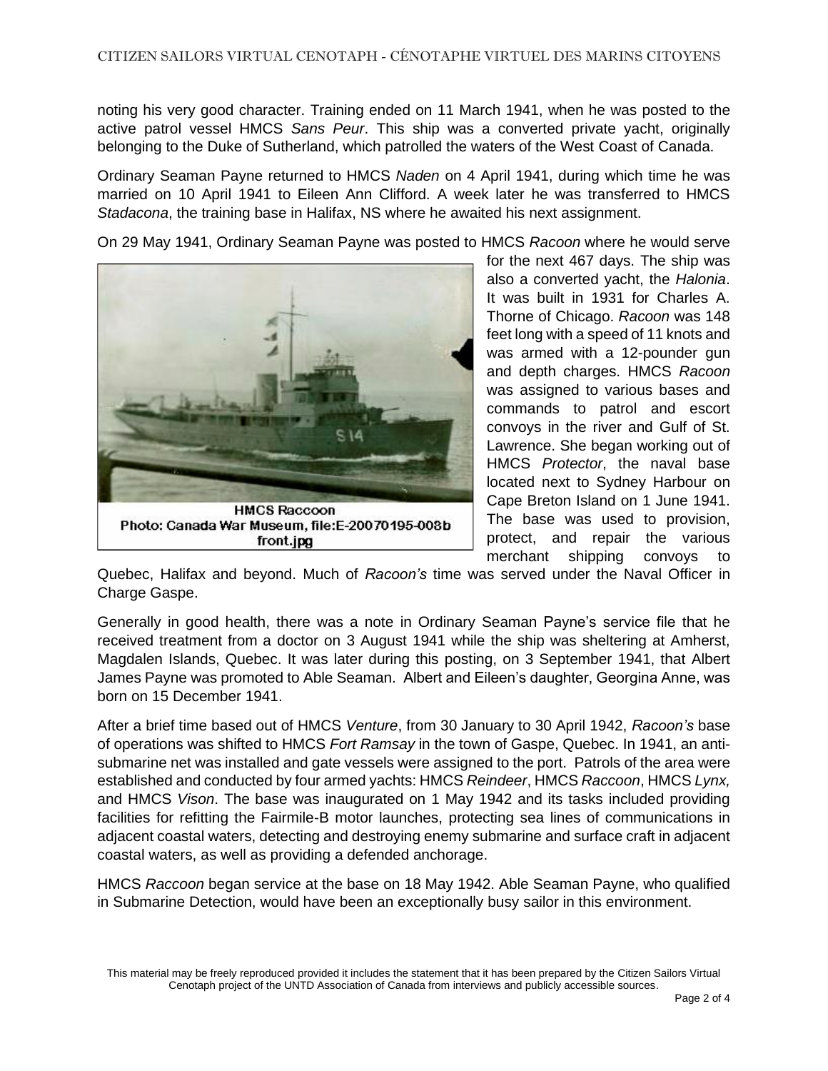noting his very good character. Training ended on 11 March 1941, when he was posted to the active patrol vessel HMCS *Sans Peur*. This ship was a converted private yacht, originally belonging to the Duke of Sutherland, which patrolled the waters of the West Coast of Canada.

Ordinary Seaman Payne returned to HMCS *Naden* on 4 April 1941, during which time he was married on 10 April 1941 to Eileen Ann Clifford. A week later he was transferred to HMCS *Stadacona*, the training base in Halifax, NS where he awaited his next assignment.

On 29 May 1941, Ordinary Seaman Payne was posted to HMCS *Racoon* where he would serve for the next 467 days. The ship was also a converted yacht, the *Halonia*. It was built in 1931 for Charles A. Thorne of Chicago. *Racoon* was 148 feet long with a speed of 11 knots and was armed with a 12-pounder gun and depth charges. HMCS *Racoon* was assigned to various bases and commands to patrol and escort convoys in the river and Gulf of St. Lawrence. She began working out of HMCS *Protector*, the naval base located next to Sydney Harbour on Cape Breton Island on 1 June 1941. The base was used to provision, protect, and repair the various merchant shipping convoys to Quebec, Halifax and beyond. Much of *Racoon's* time was served under the Naval Officer in Charge Gaspe.

HMCS Raccoon
Photo: Canada War Museum, file:E-20070195-008b front.jpg

Generally in good health, there was a note in Ordinary Seaman Payne's service file that he received treatment from a doctor on 3 August 1941 while the ship was sheltering at Amherst, Magdalen Islands, Quebec. It was later during this posting, on 3 September 1941, that Albert James Payne was promoted to Able Seaman. Albert and Eileen's daughter, Georgina Anne, was born on 15 December 1941.

After a brief time based out of HMCS *Venture*, from 30 January to 30 April 1942, *Racoon's* base of operations was shifted to HMCS *Fort Ramsay* in the town of Gaspe, Quebec. In 1941, an anti-submarine net was installed and gate vessels were assigned to the port. Patrols of the area were established and conducted by four armed yachts: HMCS *Reindeer*, HMCS *Raccoon*, HMCS *Lynx,* and HMCS *Vison*. The base was inaugurated on 1 May 1942 and its tasks included providing facilities for refitting the Fairmile-B motor launches, protecting sea lines of communications in adjacent coastal waters, detecting and destroying enemy submarine and surface craft in adjacent coastal waters, as well as providing a defended anchorage.

HMCS *Raccoon* began service at the base on 18 May 1942. Able Seaman Payne, who qualified in Submarine Detection, would have been an exceptionally busy sailor in this environment.

This material may be freely reproduced provided it includes the statement that it has been prepared by the Citizen Sailors Virtual Cenotaph project of the UNTD Association of Canada from interviews and publicly accessible sources.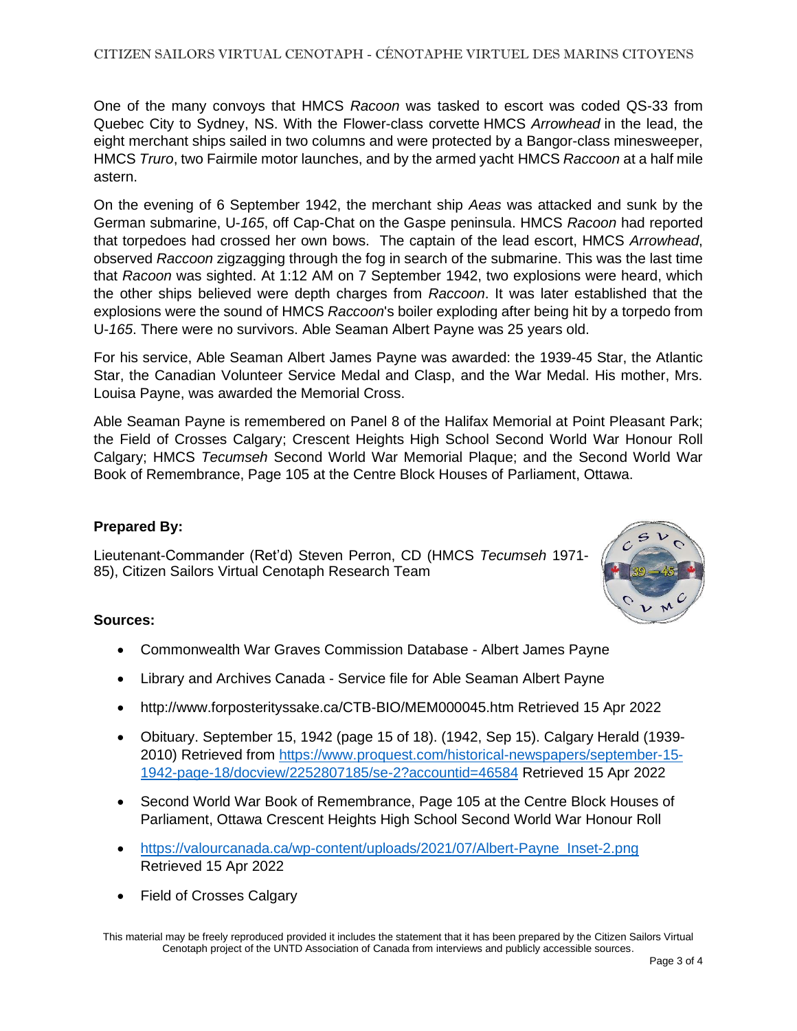One of the many convoys that HMCS *Racoon* was tasked to escort was coded QS-33 from Quebec City to Sydney, NS. With the Flower-class corvette HMCS *Arrowhead* in the lead, the eight merchant ships sailed in two columns and were protected by a Bangor-class minesweeper, HMCS *Truro*, two Fairmile motor launches, and by the armed yacht HMCS *Raccoon* at a half mile astern.

On the evening of 6 September 1942, the merchant ship *Aeas* was attacked and sunk by the German submarine, U-*165*, off Cap-Chat on the Gaspe peninsula. HMCS *Racoon* had reported that torpedoes had crossed her own bows. The captain of the lead escort, HMCS *Arrowhead*, observed *Raccoon* zigzagging through the fog in search of the submarine. This was the last time that *Racoon* was sighted. At 1:12 AM on 7 September 1942, two explosions were heard, which the other ships believed were depth charges from *Raccoon*. It was later established that the explosions were the sound of HMCS *Raccoon*'s boiler exploding after being hit by a torpedo from U-*165*. There were no survivors. Able Seaman Albert Payne was 25 years old.

For his service, Able Seaman Albert James Payne was awarded: the 1939-45 Star, the Atlantic Star, the Canadian Volunteer Service Medal and Clasp, and the War Medal. His mother, Mrs. Louisa Payne, was awarded the Memorial Cross.

Able Seaman Payne is remembered on Panel 8 of the Halifax Memorial at Point Pleasant Park; the Field of Crosses Calgary; Crescent Heights High School Second World War Honour Roll Calgary; HMCS *Tecumseh* Second World War Memorial Plaque; and the Second World War Book of Remembrance, Page 105 at the Centre Block Houses of Parliament, Ottawa.

**Prepared By:**

Lieutenant-Commander (Ret'd) Steven Perron, CD (HMCS *Tecumseh* 1971-85), Citizen Sailors Virtual Cenotaph Research Team

**Sources:**

- Commonwealth War Graves Commission Database - Albert James Payne
- Library and Archives Canada - Service file for Able Seaman Albert Payne
- http://www.forposterityssake.ca/CTB-BIO/MEM000045.htm Retrieved 15 Apr 2022
- Obituary. September 15, 1942 (page 15 of 18). (1942, Sep 15). Calgary Herald (1939-2010) Retrieved from https://www.proquest.com/historical-newspapers/september-15-1942-page-18/docview/2252807185/se-2?accountid=46584 Retrieved 15 Apr 2022
- Second World War Book of Remembrance, Page 105 at the Centre Block Houses of Parliament, Ottawa Crescent Heights High School Second World War Honour Roll
- https://valourcanada.ca/wp-content/uploads/2021/07/Albert-Payne_Inset-2.png Retrieved 15 Apr 2022
- Field of Crosses Calgary

This material may be freely reproduced provided it includes the statement that it has been prepared by the Citizen Sailors Virtual Cenotaph project of the UNTD Association of Canada from interviews and publicly accessible sources.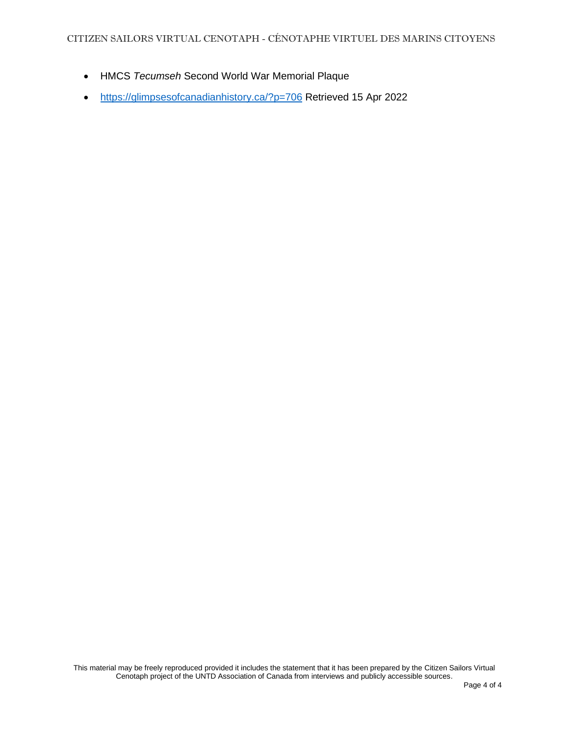- HMCS *Tecumseh* Second World War Memorial Plaque
- https://glimpsesofcanadianhistory.ca/?p=706 Retrieved 15 Apr 2022

This material may be freely reproduced provided it includes the statement that it has been prepared by the Citizen Sailors Virtual Cenotaph project of the UNTD Association of Canada from interviews and publicly accessible sources.